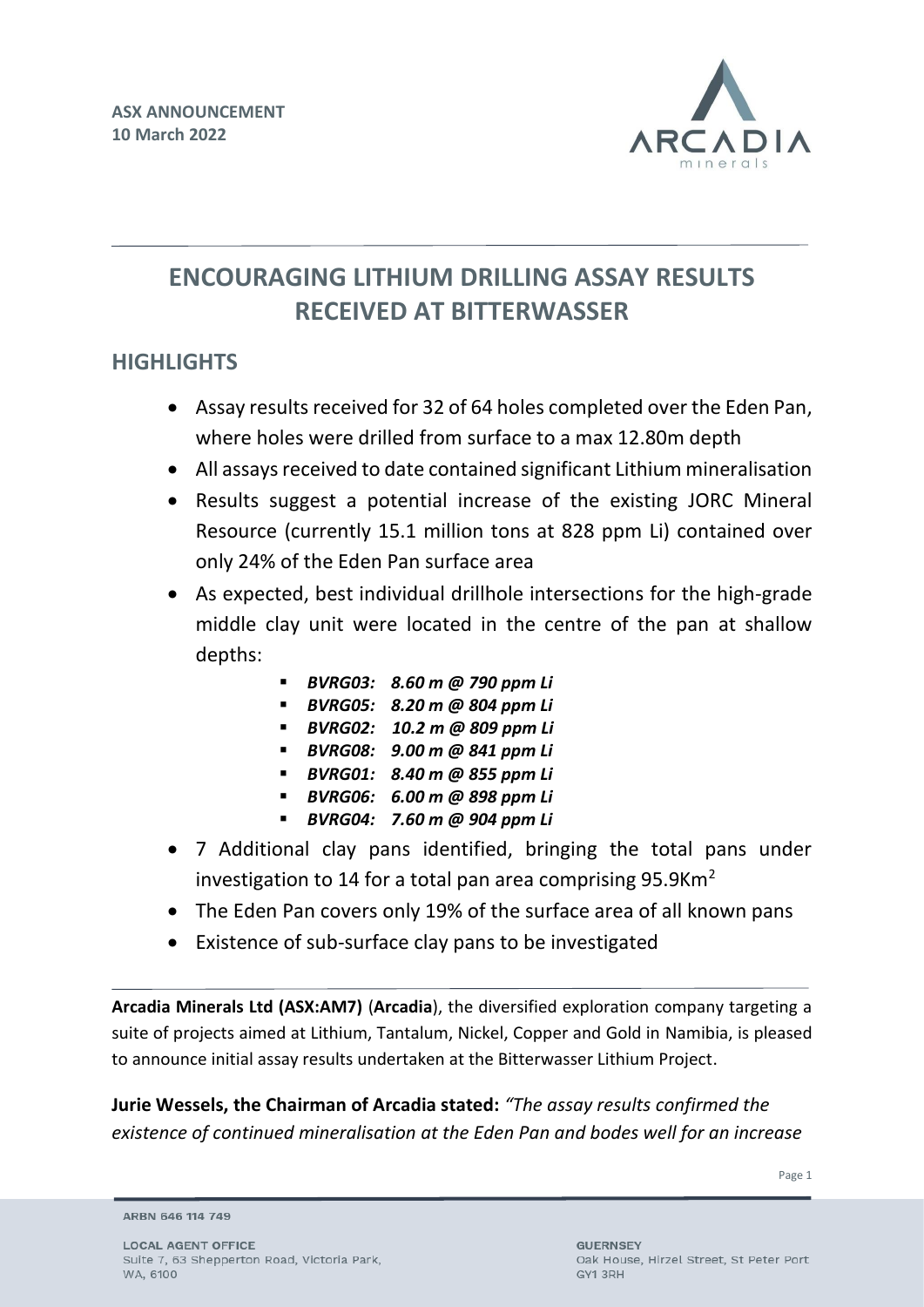**ASX ANNOUNCEMENT**
**10 March 2022**

# ENCOURAGING LITHIUM DRILLING ASSAY RESULTS RECEIVED AT BITTERWASSER

## HIGHLIGHTS

- Assay results received for 32 of 64 holes completed over the Eden Pan, where holes were drilled from surface to a max 12.80m depth
- All assays received to date contained significant Lithium mineralisation
- Results suggest a potential increase of the existing JORC Mineral Resource (currently 15.1 million tons at 828 ppm Li) contained over only 24% of the Eden Pan surface area
- As expected, best individual drillhole intersections for the high-grade middle clay unit were located in the centre of the pan at shallow depths:
  - ***BVRG03: 8.60 m @ 790 ppm Li***
  - ***BVRG05: 8.20 m @ 804 ppm Li***
  - ***BVRG02: 10.2 m @ 809 ppm Li***
  - ***BVRG08: 9.00 m @ 841 ppm Li***
  - ***BVRG01: 8.40 m @ 855 ppm Li***
  - ***BVRG06: 6.00 m @ 898 ppm Li***
  - ***BVRG04: 7.60 m @ 904 ppm Li***
- 7 Additional clay pans identified, bringing the total pans under investigation to 14 for a total pan area comprising 95.9Km$^2$
- The Eden Pan covers only 19% of the surface area of all known pans
- Existence of sub-surface clay pans to be investigated

**Arcadia Minerals Ltd (ASX:AM7)** (**Arcadia**), the diversified exploration company targeting a suite of projects aimed at Lithium, Tantalum, Nickel, Copper and Gold in Namibia, is pleased to announce initial assay results undertaken at the Bitterwasser Lithium Project.

**Jurie Wessels, the Chairman of Arcadia stated:** *"The assay results confirmed the existence of continued mineralisation at the Eden Pan and bodes well for an increase*

ARBN 646 114 749

LOCAL AGENT OFFICE
Suite 7, 63 Shepperton Road, Victoria Park, WA, 6100

GUERNSEY
Oak House, Hirzel Street, St Peter Port GY1 3RH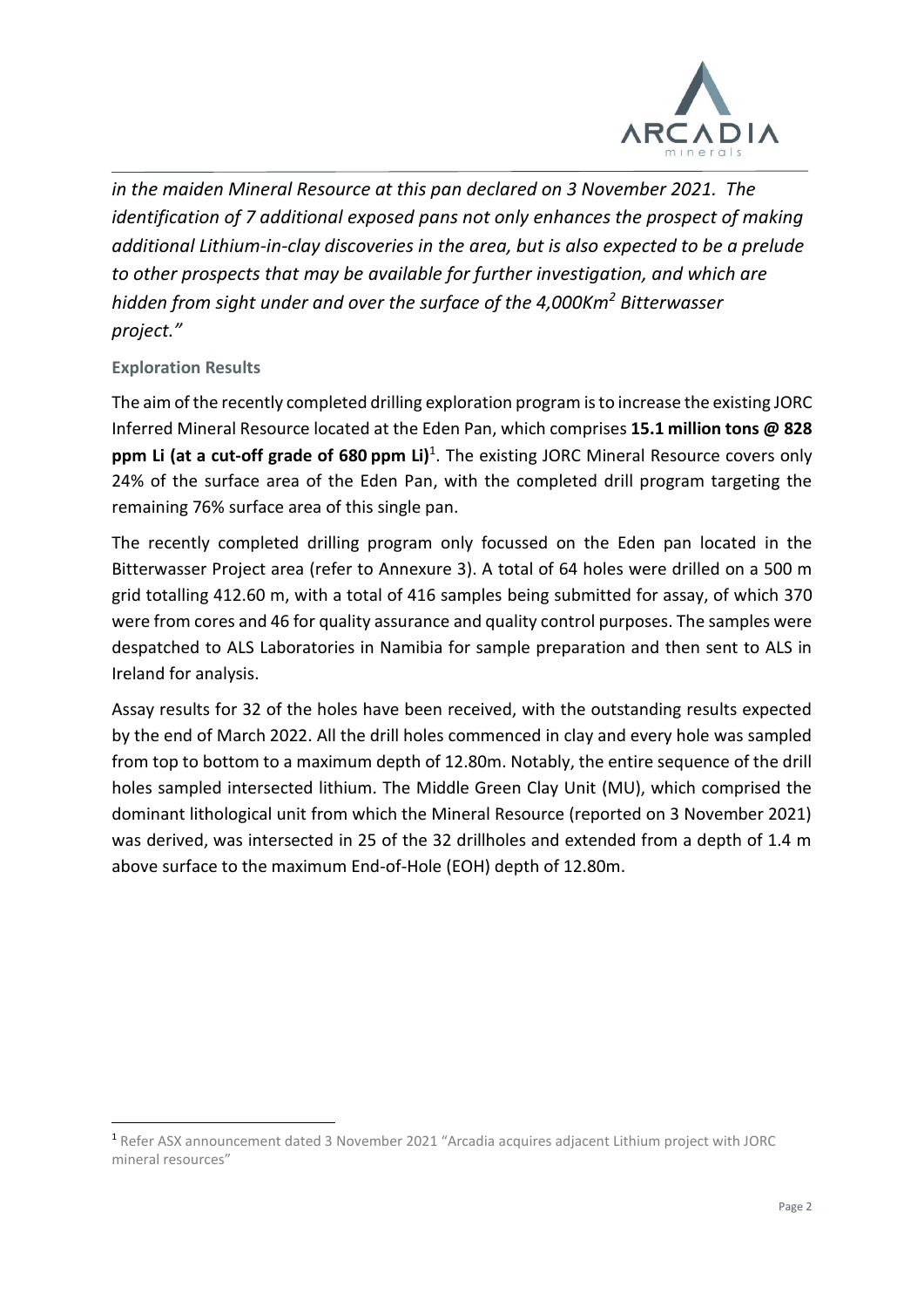*in the maiden Mineral Resource at this pan declared on 3 November 2021. The identification of 7 additional exposed pans not only enhances the prospect of making additional Lithium-in-clay discoveries in the area, but is also expected to be a prelude to other prospects that may be available for further investigation, and which are hidden from sight under and over the surface of the 4,000Km² Bitterwasser project."*

### Exploration Results

The aim of the recently completed drilling exploration program is to increase the existing JORC Inferred Mineral Resource located at the Eden Pan, which comprises **15.1 million tons @ 828 ppm Li (at a cut-off grade of 680 ppm Li)**[1]. The existing JORC Mineral Resource covers only 24% of the surface area of the Eden Pan, with the completed drill program targeting the remaining 76% surface area of this single pan.

The recently completed drilling program only focussed on the Eden pan located in the Bitterwasser Project area (refer to Annexure 3). A total of 64 holes were drilled on a 500 m grid totalling 412.60 m, with a total of 416 samples being submitted for assay, of which 370 were from cores and 46 for quality assurance and quality control purposes. The samples were despatched to ALS Laboratories in Namibia for sample preparation and then sent to ALS in Ireland for analysis.

Assay results for 32 of the holes have been received, with the outstanding results expected by the end of March 2022. All the drill holes commenced in clay and every hole was sampled from top to bottom to a maximum depth of 12.80m. Notably, the entire sequence of the drill holes sampled intersected lithium. The Middle Green Clay Unit (MU), which comprised the dominant lithological unit from which the Mineral Resource (reported on 3 November 2021) was derived, was intersected in 25 of the 32 drillholes and extended from a depth of 1.4 m above surface to the maximum End-of-Hole (EOH) depth of 12.80m.

[1] Refer ASX announcement dated 3 November 2021 "Arcadia acquires adjacent Lithium project with JORC mineral resources"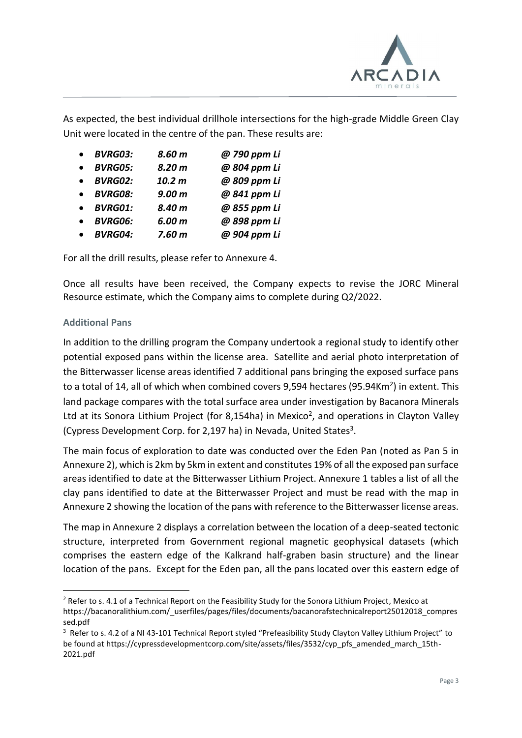As expected, the best individual drillhole intersections for the high-grade Middle Green Clay Unit were located in the centre of the pan. These results are:

- ***BVRG03:*** ***8.60 m*** ***@ 790 ppm Li***
- ***BVRG05:*** ***8.20 m*** ***@ 804 ppm Li***
- ***BVRG02:*** ***10.2 m*** ***@ 809 ppm Li***
- ***BVRG08:*** ***9.00 m*** ***@ 841 ppm Li***
- ***BVRG01:*** ***8.40 m*** ***@ 855 ppm Li***
- ***BVRG06:*** ***6.00 m*** ***@ 898 ppm Li***
- ***BVRG04:*** ***7.60 m*** ***@ 904 ppm Li***

For all the drill results, please refer to Annexure 4.

Once all results have been received, the Company expects to revise the JORC Mineral Resource estimate, which the Company aims to complete during Q2/2022.

### Additional Pans

In addition to the drilling program the Company undertook a regional study to identify other potential exposed pans within the license area. Satellite and aerial photo interpretation of the Bitterwasser license areas identified 7 additional pans bringing the exposed surface pans to a total of 14, all of which when combined covers 9,594 hectares (95.94Km$^2$) in extent. This land package compares with the total surface area under investigation by Bacanora Minerals Ltd at its Sonora Lithium Project (for 8,154ha) in Mexico[2], and operations in Clayton Valley (Cypress Development Corp. for 2,197 ha) in Nevada, United States[3].

The main focus of exploration to date was conducted over the Eden Pan (noted as Pan 5 in Annexure 2), which is 2km by 5km in extent and constitutes 19% of all the exposed pan surface areas identified to date at the Bitterwasser Lithium Project. Annexure 1 tables a list of all the clay pans identified to date at the Bitterwasser Project and must be read with the map in Annexure 2 showing the location of the pans with reference to the Bitterwasser license areas.

The map in Annexure 2 displays a correlation between the location of a deep-seated tectonic structure, interpreted from Government regional magnetic geophysical datasets (which comprises the eastern edge of the Kalkrand half-graben basin structure) and the linear location of the pans. Except for the Eden pan, all the pans located over this eastern edge of

---

[2] Refer to s. 4.1 of a Technical Report on the Feasibility Study for the Sonora Lithium Project, Mexico at https://bacanoralithium.com/_userfiles/pages/files/documents/bacanorafstechnicalreport25012018_compressed.pdf

[3] Refer to s. 4.2 of a NI 43-101 Technical Report styled "Prefeasibility Study Clayton Valley Lithium Project" to be found at https://cypressdevelopmentcorp.com/site/assets/files/3532/cyp_pfs_amended_march_15th-2021.pdf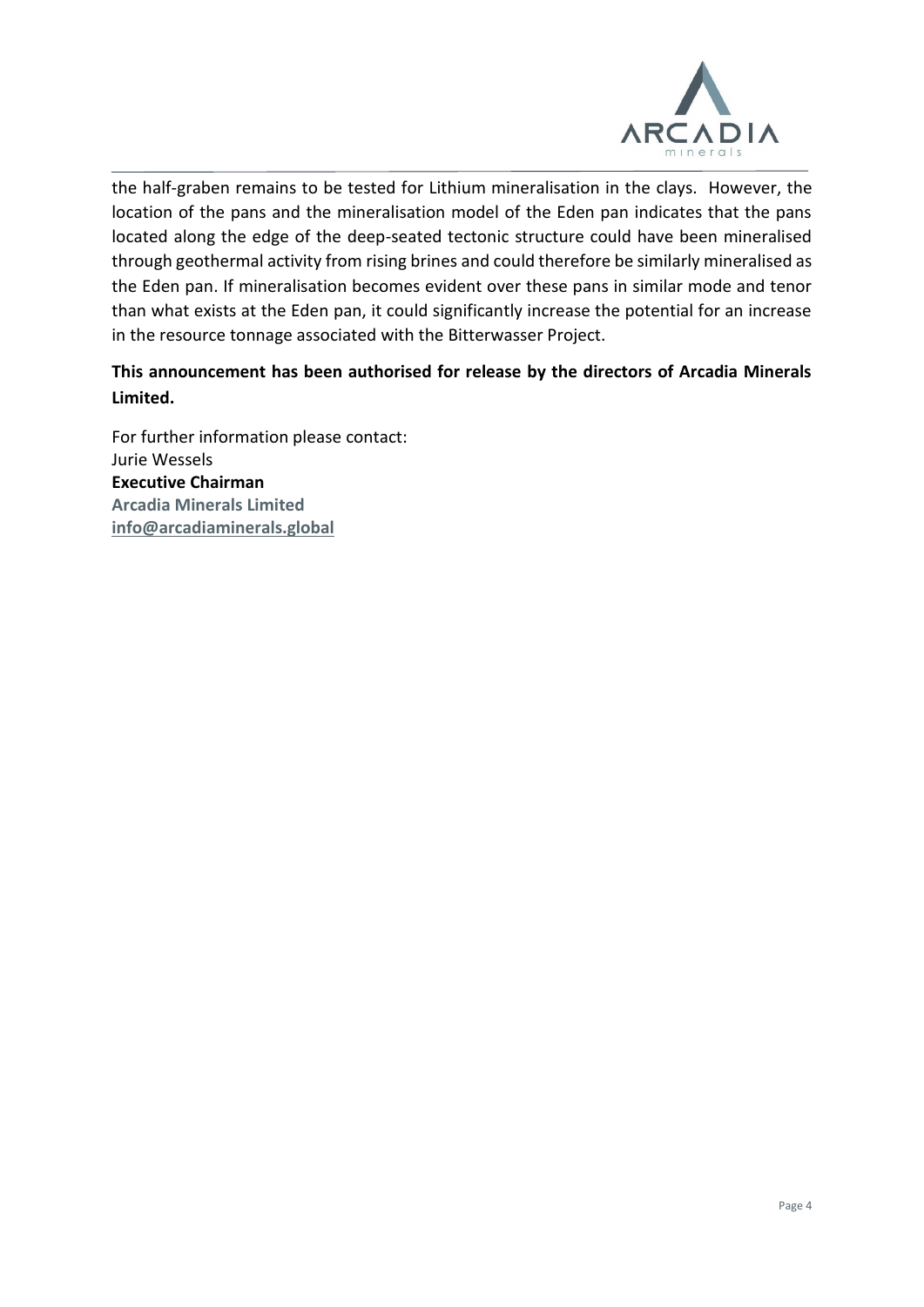the half-graben remains to be tested for Lithium mineralisation in the clays. However, the location of the pans and the mineralisation model of the Eden pan indicates that the pans located along the edge of the deep-seated tectonic structure could have been mineralised through geothermal activity from rising brines and could therefore be similarly mineralised as the Eden pan. If mineralisation becomes evident over these pans in similar mode and tenor than what exists at the Eden pan, it could significantly increase the potential for an increase in the resource tonnage associated with the Bitterwasser Project.

**This announcement has been authorised for release by the directors of Arcadia Minerals Limited.**

For further information please contact:
Jurie Wessels
**Executive Chairman**
**Arcadia Minerals Limited**
**info@arcadiaminerals.global**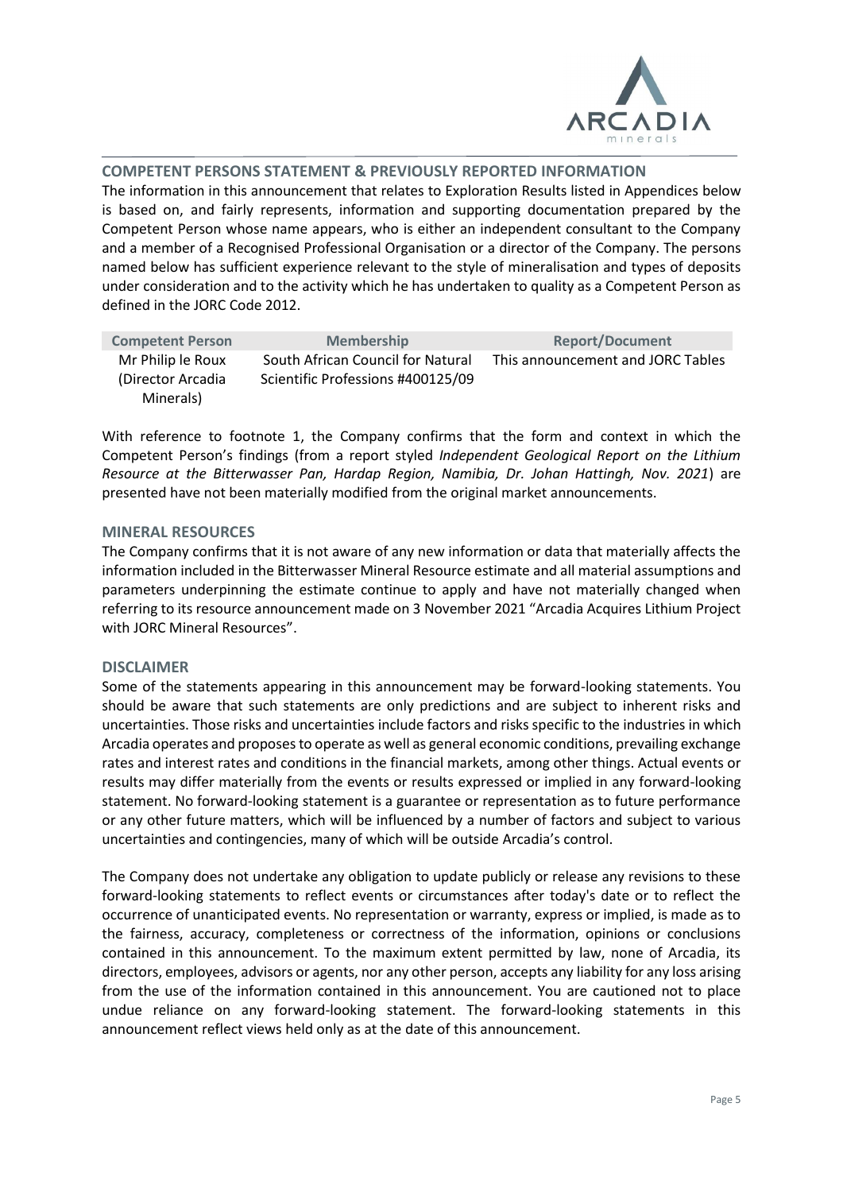## COMPETENT PERSONS STATEMENT & PREVIOUSLY REPORTED INFORMATION

The information in this announcement that relates to Exploration Results listed in Appendices below is based on, and fairly represents, information and supporting documentation prepared by the Competent Person whose name appears, who is either an independent consultant to the Company and a member of a Recognised Professional Organisation or a director of the Company. The persons named below has sufficient experience relevant to the style of mineralisation and types of deposits under consideration and to the activity which he has undertaken to quality as a Competent Person as defined in the JORC Code 2012.

| Competent Person | Membership | Report/Document |
|---|---|---|
| Mr Philip le Roux (Director Arcadia Minerals) | South African Council for Natural Scientific Professions #400125/09 | This announcement and JORC Tables |

With reference to footnote 1, the Company confirms that the form and context in which the Competent Person's findings (from a report styled *Independent Geological Report on the Lithium Resource at the Bitterwasser Pan, Hardap Region, Namibia, Dr. Johan Hattingh, Nov. 2021*) are presented have not been materially modified from the original market announcements.

## MINERAL RESOURCES

The Company confirms that it is not aware of any new information or data that materially affects the information included in the Bitterwasser Mineral Resource estimate and all material assumptions and parameters underpinning the estimate continue to apply and have not materially changed when referring to its resource announcement made on 3 November 2021 "Arcadia Acquires Lithium Project with JORC Mineral Resources".

## DISCLAIMER

Some of the statements appearing in this announcement may be forward-looking statements. You should be aware that such statements are only predictions and are subject to inherent risks and uncertainties. Those risks and uncertainties include factors and risks specific to the industries in which Arcadia operates and proposes to operate as well as general economic conditions, prevailing exchange rates and interest rates and conditions in the financial markets, among other things. Actual events or results may differ materially from the events or results expressed or implied in any forward-looking statement. No forward-looking statement is a guarantee or representation as to future performance or any other future matters, which will be influenced by a number of factors and subject to various uncertainties and contingencies, many of which will be outside Arcadia's control.

The Company does not undertake any obligation to update publicly or release any revisions to these forward-looking statements to reflect events or circumstances after today's date or to reflect the occurrence of unanticipated events. No representation or warranty, express or implied, is made as to the fairness, accuracy, completeness or correctness of the information, opinions or conclusions contained in this announcement. To the maximum extent permitted by law, none of Arcadia, its directors, employees, advisors or agents, nor any other person, accepts any liability for any loss arising from the use of the information contained in this announcement. You are cautioned not to place undue reliance on any forward-looking statement. The forward-looking statements in this announcement reflect views held only as at the date of this announcement.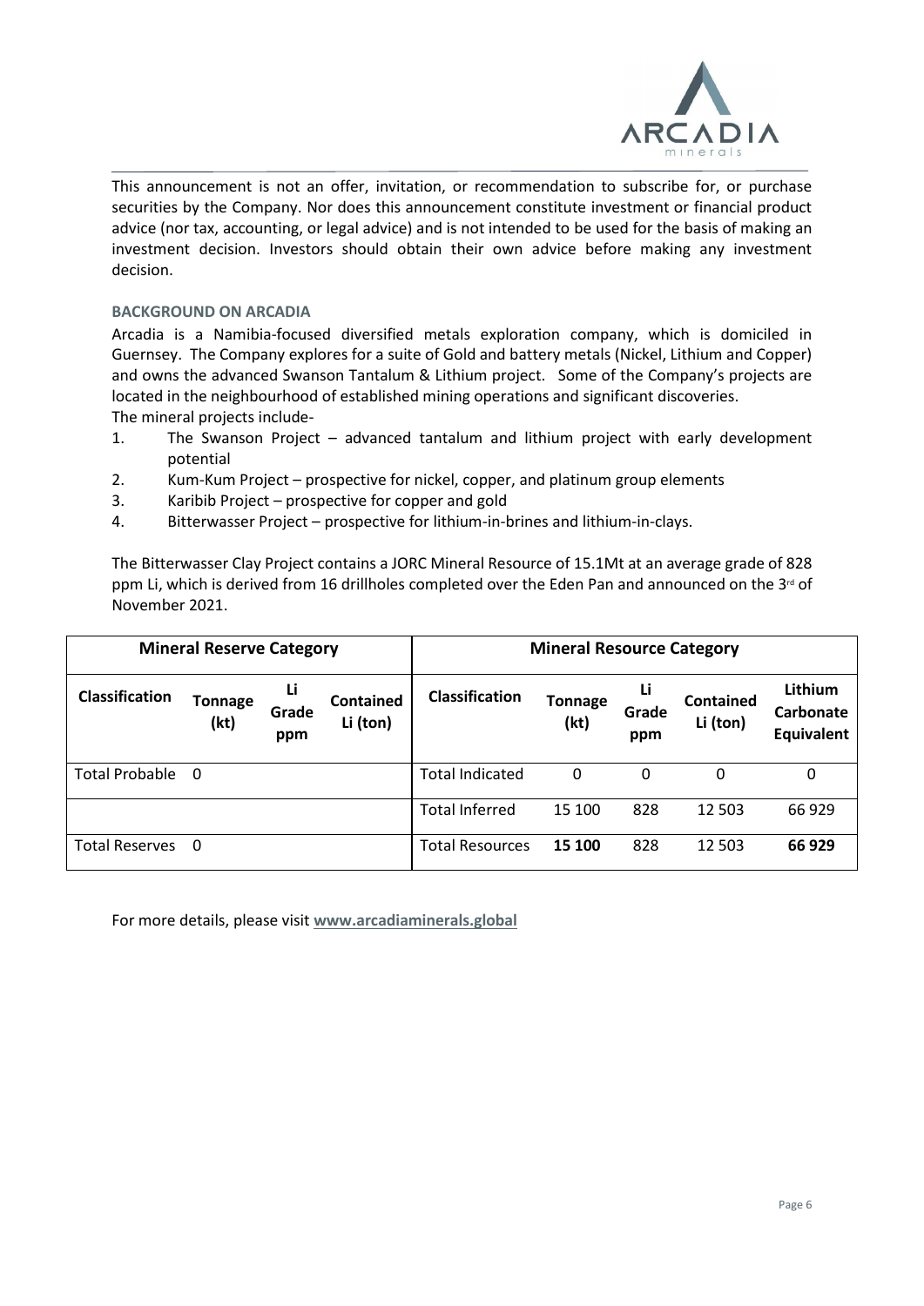This announcement is not an offer, invitation, or recommendation to subscribe for, or purchase securities by the Company. Nor does this announcement constitute investment or financial product advice (nor tax, accounting, or legal advice) and is not intended to be used for the basis of making an investment decision. Investors should obtain their own advice before making any investment decision.

### BACKGROUND ON ARCADIA

Arcadia is a Namibia-focused diversified metals exploration company, which is domiciled in Guernsey. The Company explores for a suite of Gold and battery metals (Nickel, Lithium and Copper) and owns the advanced Swanson Tantalum & Lithium project. Some of the Company's projects are located in the neighbourhood of established mining operations and significant discoveries.

The mineral projects include-

1. The Swanson Project – advanced tantalum and lithium project with early development potential
2. Kum-Kum Project – prospective for nickel, copper, and platinum group elements
3. Karibib Project – prospective for copper and gold
4. Bitterwasser Project – prospective for lithium-in-brines and lithium-in-clays.

The Bitterwasser Clay Project contains a JORC Mineral Resource of 15.1Mt at an average grade of 828 ppm Li, which is derived from 16 drillholes completed over the Eden Pan and announced on the 3rd of November 2021.

| **Mineral Reserve Category** | | | | **Mineral Resource Category** | | | | |
|---|---|---|---|---|---|---|---|---|
| **Classification** | **Tonnage (kt)** | **Li Grade ppm** | **Contained Li (ton)** | **Classification** | **Tonnage (kt)** | **Li Grade ppm** | **Contained Li (ton)** | **Lithium Carbonate Equivalent** |
| Total Probable | 0 | | | Total Indicated | 0 | 0 | 0 | 0 |
| | | | | Total Inferred | 15 100 | 828 | 12 503 | 66 929 |
| Total Reserves | 0 | | | Total Resources | **15 100** | 828 | 12 503 | **66 929** |

For more details, please visit **www.arcadiaminerals.global**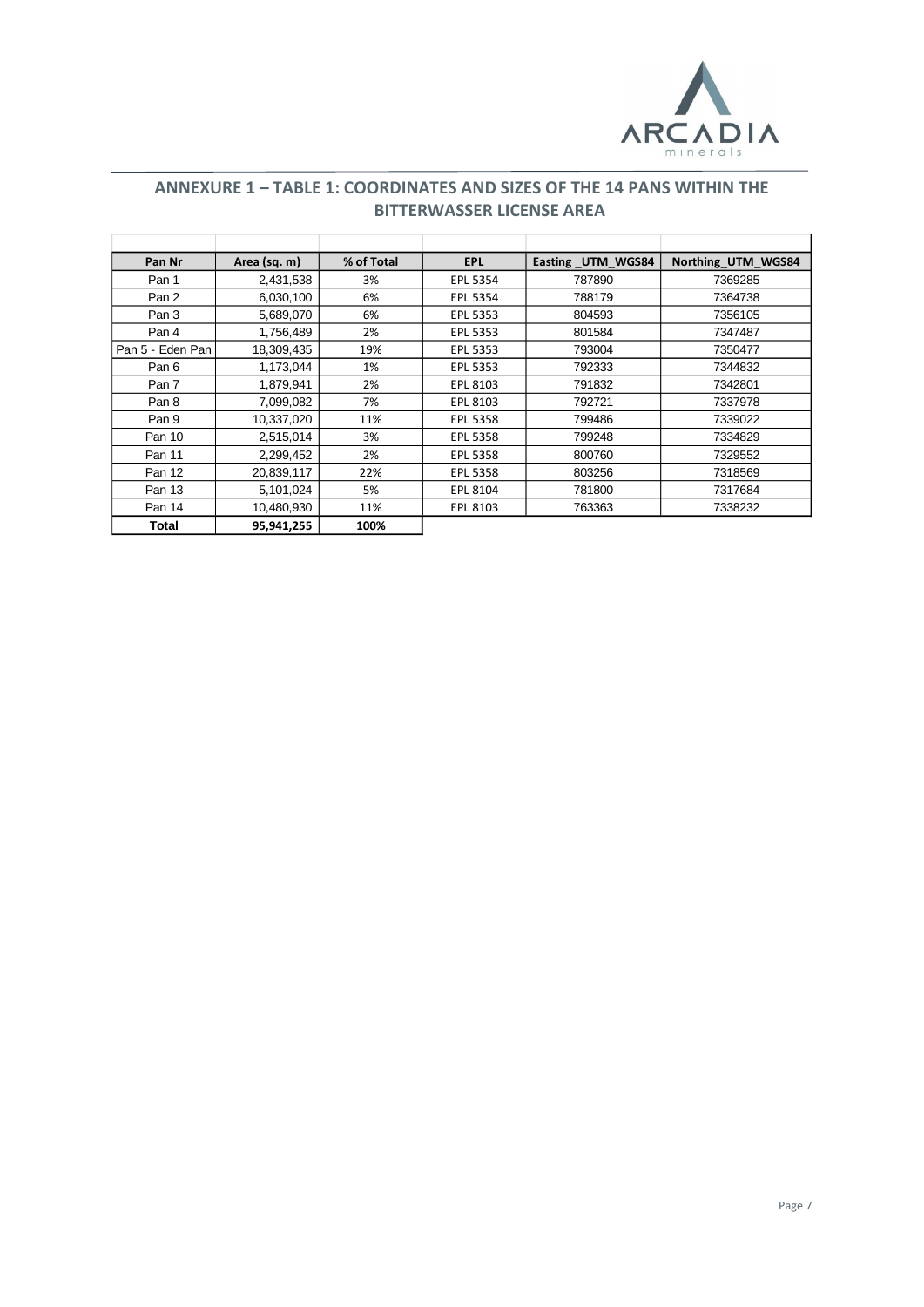## ANNEXURE 1 – TABLE 1: COORDINATES AND SIZES OF THE 14 PANS WITHIN THE BITTERWASSER LICENSE AREA

| Pan Nr | Area (sq. m) | % of Total | EPL | Easting _UTM_WGS84 | Northing_UTM_WGS84 |
|---|---|---|---|---|---|
| Pan 1 | 2,431,538 | 3% | EPL 5354 | 787890 | 7369285 |
| Pan 2 | 6,030,100 | 6% | EPL 5354 | 788179 | 7364738 |
| Pan 3 | 5,689,070 | 6% | EPL 5353 | 804593 | 7356105 |
| Pan 4 | 1,756,489 | 2% | EPL 5353 | 801584 | 7347487 |
| Pan 5 - Eden Pan | 18,309,435 | 19% | EPL 5353 | 793004 | 7350477 |
| Pan 6 | 1,173,044 | 1% | EPL 5353 | 792333 | 7344832 |
| Pan 7 | 1,879,941 | 2% | EPL 8103 | 791832 | 7342801 |
| Pan 8 | 7,099,082 | 7% | EPL 8103 | 792721 | 7337978 |
| Pan 9 | 10,337,020 | 11% | EPL 5358 | 799486 | 7339022 |
| Pan 10 | 2,515,014 | 3% | EPL 5358 | 799248 | 7334829 |
| Pan 11 | 2,299,452 | 2% | EPL 5358 | 800760 | 7329552 |
| Pan 12 | 20,839,117 | 22% | EPL 5358 | 803256 | 7318569 |
| Pan 13 | 5,101,024 | 5% | EPL 8104 | 781800 | 7317684 |
| Pan 14 | 10,480,930 | 11% | EPL 8103 | 763363 | 7338232 |
| **Total** | **95,941,255** | **100%** | | | |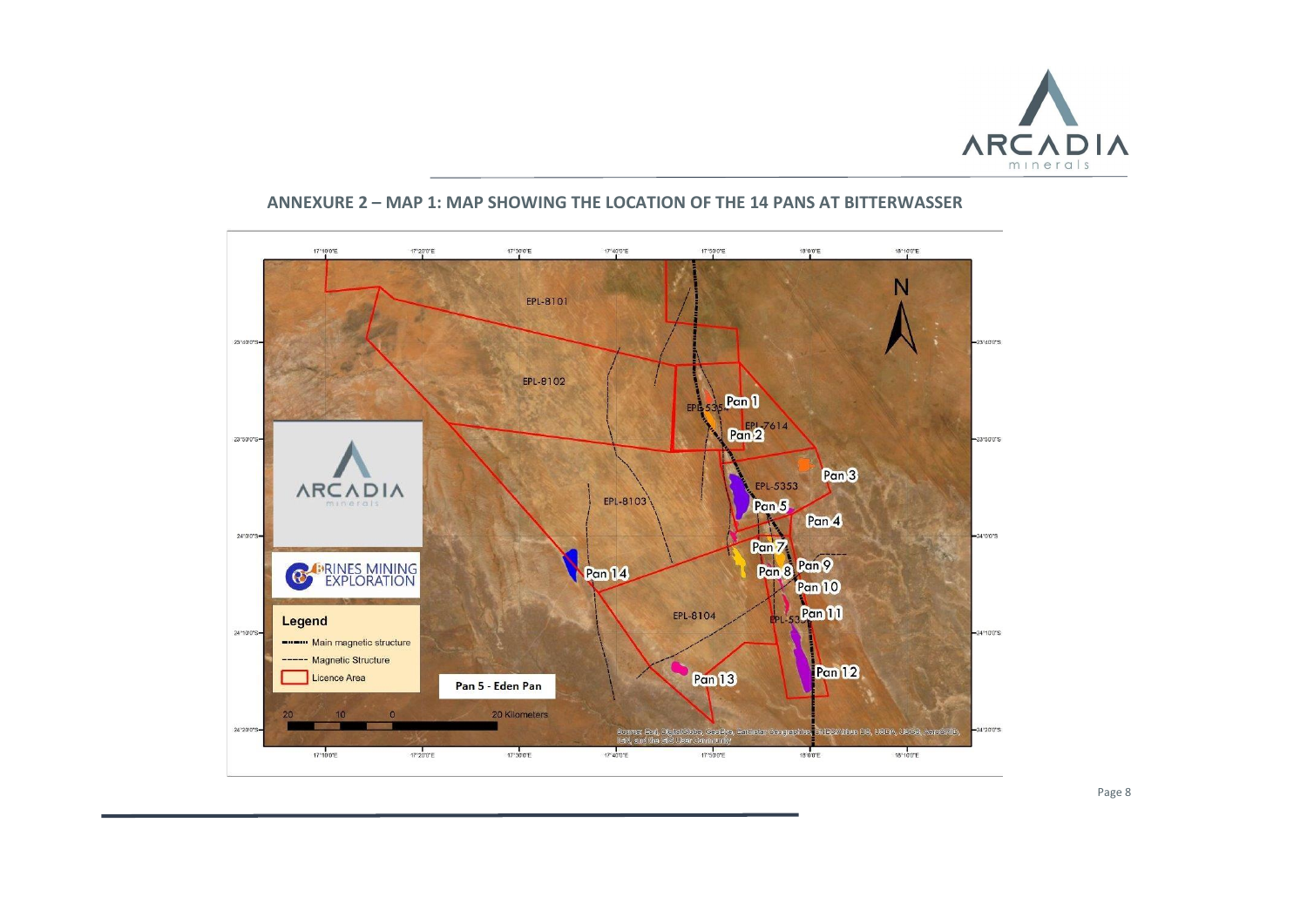## ANNEXURE 2 – MAP 1: MAP SHOWING THE LOCATION OF THE 14 PANS AT BITTERWASSER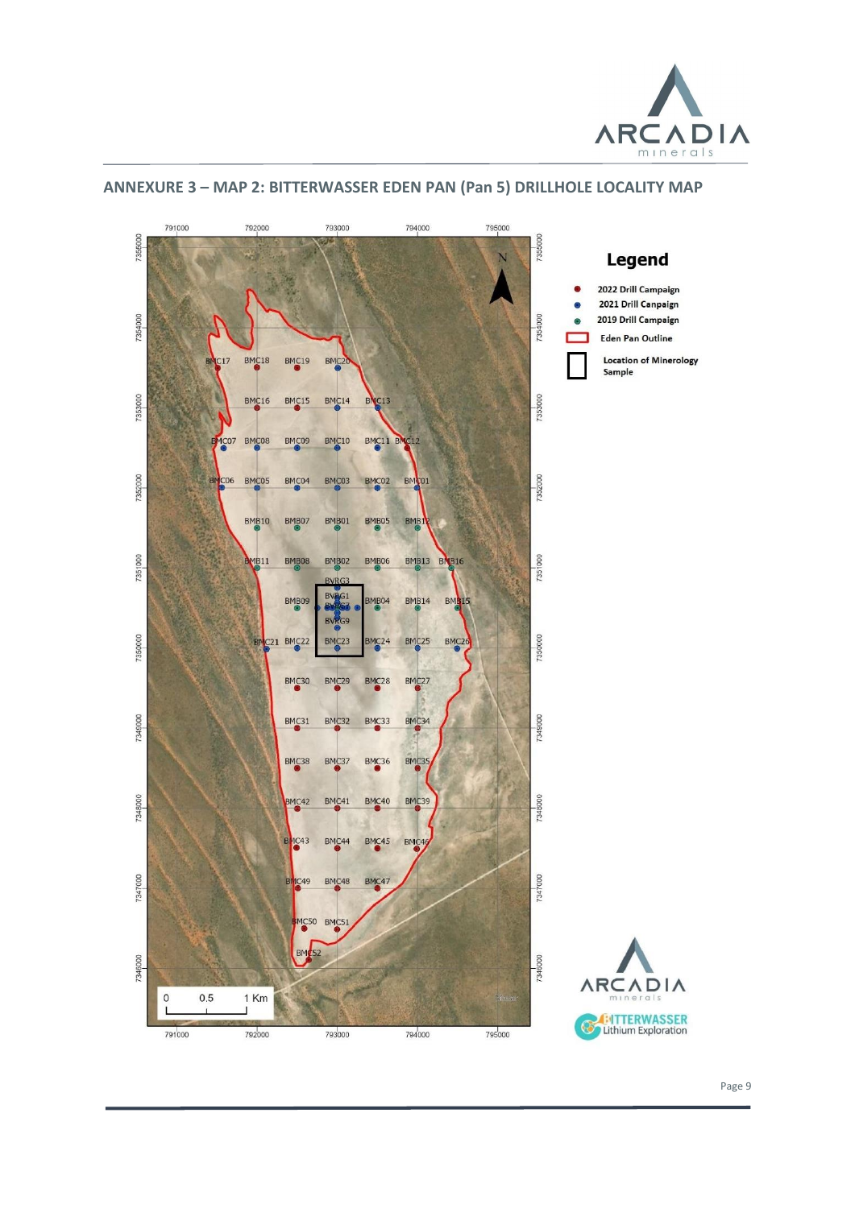## ANNEXURE 3 – MAP 2: BITTERWASSER EDEN PAN (Pan 5) DRILLHOLE LOCALITY MAP

**Legend**

- 2022 Drill Campaign
- 2021 Drill Canpaign
- 2019 Drill Campaign
- Eden Pan Outline
- Location of Minerology Sample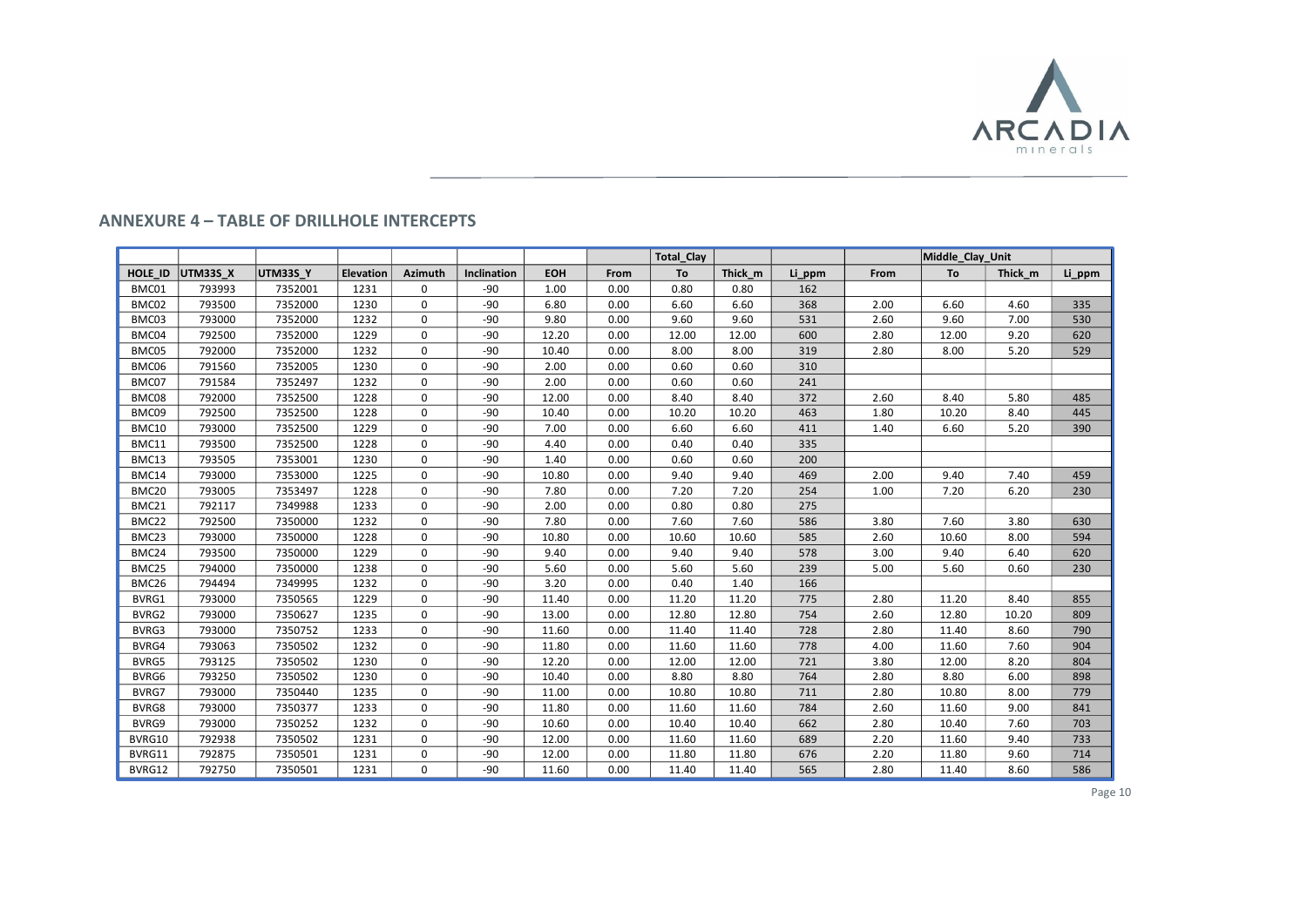## ANNEXURE 4 – TABLE OF DRILLHOLE INTERCEPTS

| | | | | | | | | Total_Clay | | | | Middle_Clay_Unit | | |
|---|---|---|---|---|---|---|---|---|---|---|---|---|---|---|
| HOLE_ID | UTM33S_X | UTM33S_Y | Elevation | Azimuth | Inclination | EOH | From | To | Thick_m | Li_ppm | From | To | Thick_m | Li_ppm |
| BMC01 | 793993 | 7352001 | 1231 | 0 | -90 | 1.00 | 0.00 | 0.80 | 0.80 | 162 | | | | |
| BMC02 | 793500 | 7352000 | 1230 | 0 | -90 | 6.80 | 0.00 | 6.60 | 6.60 | 368 | 2.00 | 6.60 | 4.60 | 335 |
| BMC03 | 793000 | 7352000 | 1232 | 0 | -90 | 9.80 | 0.00 | 9.60 | 9.60 | 531 | 2.60 | 9.60 | 7.00 | 530 |
| BMC04 | 792500 | 7352000 | 1229 | 0 | -90 | 12.20 | 0.00 | 12.00 | 12.00 | 600 | 2.80 | 12.00 | 9.20 | 620 |
| BMC05 | 792000 | 7352000 | 1232 | 0 | -90 | 10.40 | 0.00 | 8.00 | 8.00 | 319 | 2.80 | 8.00 | 5.20 | 529 |
| BMC06 | 791560 | 7352005 | 1230 | 0 | -90 | 2.00 | 0.00 | 0.60 | 0.60 | 310 | | | | |
| BMC07 | 791584 | 7352497 | 1232 | 0 | -90 | 2.00 | 0.00 | 0.60 | 0.60 | 241 | | | | |
| BMC08 | 792000 | 7352500 | 1228 | 0 | -90 | 12.00 | 0.00 | 8.40 | 8.40 | 372 | 2.60 | 8.40 | 5.80 | 485 |
| BMC09 | 792500 | 7352500 | 1228 | 0 | -90 | 10.40 | 0.00 | 10.20 | 10.20 | 463 | 1.80 | 10.20 | 8.40 | 445 |
| BMC10 | 793000 | 7352500 | 1229 | 0 | -90 | 7.00 | 0.00 | 6.60 | 6.60 | 411 | 1.40 | 6.60 | 5.20 | 390 |
| BMC11 | 793500 | 7352500 | 1228 | 0 | -90 | 4.40 | 0.00 | 0.40 | 0.40 | 335 | | | | |
| BMC13 | 793505 | 7353001 | 1230 | 0 | -90 | 1.40 | 0.00 | 0.60 | 0.60 | 200 | | | | |
| BMC14 | 793000 | 7353000 | 1225 | 0 | -90 | 10.80 | 0.00 | 9.40 | 9.40 | 469 | 2.00 | 9.40 | 7.40 | 459 |
| BMC20 | 793005 | 7353497 | 1228 | 0 | -90 | 7.80 | 0.00 | 7.20 | 7.20 | 254 | 1.00 | 7.20 | 6.20 | 230 |
| BMC21 | 792117 | 7349988 | 1233 | 0 | -90 | 2.00 | 0.00 | 0.80 | 0.80 | 275 | | | | |
| BMC22 | 792500 | 7350000 | 1232 | 0 | -90 | 7.80 | 0.00 | 7.60 | 7.60 | 586 | 3.80 | 7.60 | 3.80 | 630 |
| BMC23 | 793000 | 7350000 | 1228 | 0 | -90 | 10.80 | 0.00 | 10.60 | 10.60 | 585 | 2.60 | 10.60 | 8.00 | 594 |
| BMC24 | 793500 | 7350000 | 1229 | 0 | -90 | 9.40 | 0.00 | 9.40 | 9.40 | 578 | 3.00 | 9.40 | 6.40 | 620 |
| BMC25 | 794000 | 7350000 | 1238 | 0 | -90 | 5.60 | 0.00 | 5.60 | 5.60 | 239 | 5.00 | 5.60 | 0.60 | 230 |
| BMC26 | 794494 | 7349995 | 1232 | 0 | -90 | 3.20 | 0.00 | 0.40 | 1.40 | 166 | | | | |
| BVRG1 | 793000 | 7350565 | 1229 | 0 | -90 | 11.40 | 0.00 | 11.20 | 11.20 | 775 | 2.80 | 11.20 | 8.40 | 855 |
| BVRG2 | 793000 | 7350627 | 1235 | 0 | -90 | 13.00 | 0.00 | 12.80 | 12.80 | 754 | 2.60 | 12.80 | 10.20 | 809 |
| BVRG3 | 793000 | 7350752 | 1233 | 0 | -90 | 11.60 | 0.00 | 11.40 | 11.40 | 728 | 2.80 | 11.40 | 8.60 | 790 |
| BVRG4 | 793063 | 7350502 | 1232 | 0 | -90 | 11.80 | 0.00 | 11.60 | 11.60 | 778 | 4.00 | 11.60 | 7.60 | 904 |
| BVRG5 | 793125 | 7350502 | 1230 | 0 | -90 | 12.20 | 0.00 | 12.00 | 12.00 | 721 | 3.80 | 12.00 | 8.20 | 804 |
| BVRG6 | 793250 | 7350502 | 1230 | 0 | -90 | 10.40 | 0.00 | 8.80 | 8.80 | 764 | 2.80 | 8.80 | 6.00 | 898 |
| BVRG7 | 793000 | 7350440 | 1235 | 0 | -90 | 11.00 | 0.00 | 10.80 | 10.80 | 711 | 2.80 | 10.80 | 8.00 | 779 |
| BVRG8 | 793000 | 7350377 | 1233 | 0 | -90 | 11.80 | 0.00 | 11.60 | 11.60 | 784 | 2.60 | 11.60 | 9.00 | 841 |
| BVRG9 | 793000 | 7350252 | 1232 | 0 | -90 | 10.60 | 0.00 | 10.40 | 10.40 | 662 | 2.80 | 10.40 | 7.60 | 703 |
| BVRG10 | 792938 | 7350502 | 1231 | 0 | -90 | 12.00 | 0.00 | 11.60 | 11.60 | 689 | 2.20 | 11.60 | 9.40 | 733 |
| BVRG11 | 792875 | 7350501 | 1231 | 0 | -90 | 12.00 | 0.00 | 11.80 | 11.80 | 676 | 2.20 | 11.80 | 9.60 | 714 |
| BVRG12 | 792750 | 7350501 | 1231 | 0 | -90 | 11.60 | 0.00 | 11.40 | 11.40 | 565 | 2.80 | 11.40 | 8.60 | 586 |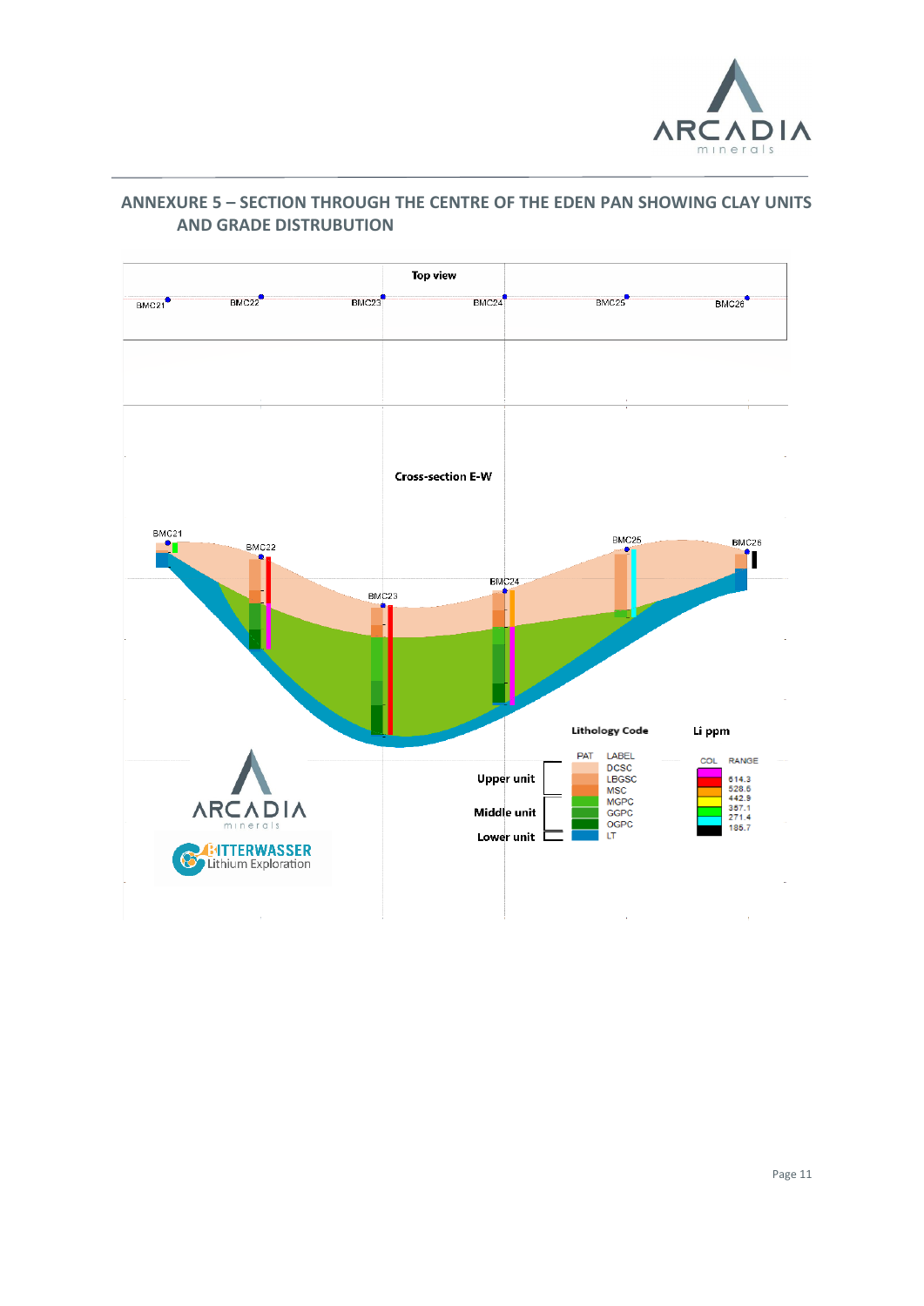## ANNEXURE 5 – SECTION THROUGH THE CENTRE OF THE EDEN PAN SHOWING CLAY UNITS AND GRADE DISTRUBUTION

Top view

BMC21 BMC22 BMC23 BMC24 BMC25 BMC26

Cross-section E-W

BMC21 BMC22 BMC23 BMC24 BMC25 BMC26

**Lithology Code**

| | PAT | LABEL |
|---|---|---|
| Upper unit | | DCSC |
| | | LBGSC |
| | | MSC |
| Middle unit | | MGPC |
| | | GGPC |
| | | OGPC |
| Lower unit | | LT |

**Li ppm**

| COL | RANGE |
|---|---|
| | 614.3 |
| | 528.6 |
| | 442.9 |
| | 357.1 |
| | 271.4 |
| | 185.7 |

ARCADIA minerals

BITTERWASSER Lithium Exploration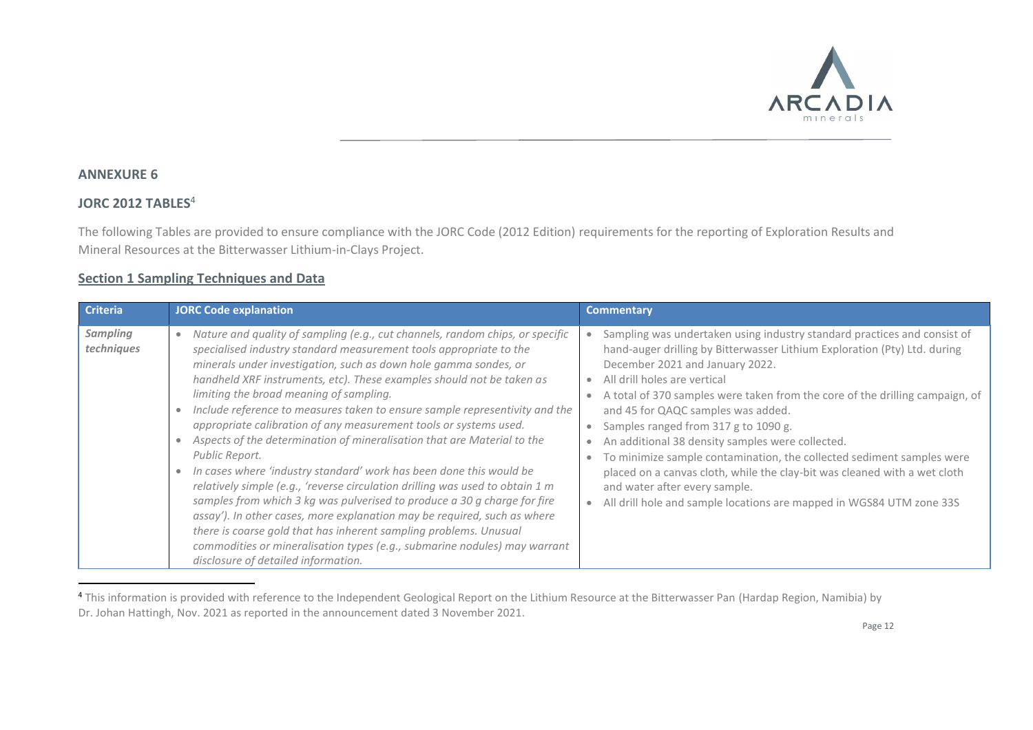## ANNEXURE 6

## JORC 2012 TABLES[4]

The following Tables are provided to ensure compliance with the JORC Code (2012 Edition) requirements for the reporting of Exploration Results and Mineral Resources at the Bitterwasser Lithium-in-Clays Project.

### Section 1 Sampling Techniques and Data

| Criteria | JORC Code explanation | Commentary |
| --- | --- | --- |
| ***Sampling techniques*** | • *Nature and quality of sampling (e.g., cut channels, random chips, or specific specialised industry standard measurement tools appropriate to the minerals under investigation, such as down hole gamma sondes, or handheld XRF instruments, etc). These examples should not be taken as limiting the broad meaning of sampling.*<br>• *Include reference to measures taken to ensure sample representivity and the appropriate calibration of any measurement tools or systems used.*<br>• *Aspects of the determination of mineralisation that are Material to the Public Report.*<br>• *In cases where 'industry standard' work has been done this would be relatively simple (e.g., 'reverse circulation drilling was used to obtain 1 m samples from which 3 kg was pulverised to produce a 30 g charge for fire assay'). In other cases, more explanation may be required, such as where there is coarse gold that has inherent sampling problems. Unusual commodities or mineralisation types (e.g., submarine nodules) may warrant disclosure of detailed information.* | • Sampling was undertaken using industry standard practices and consist of hand-auger drilling by Bitterwasser Lithium Exploration (Pty) Ltd. during December 2021 and January 2022.<br>• All drill holes are vertical<br>• A total of 370 samples were taken from the core of the drilling campaign, of and 45 for QAQC samples was added.<br>• Samples ranged from 317 g to 1090 g.<br>• An additional 38 density samples were collected.<br>• To minimize sample contamination, the collected sediment samples were placed on a canvas cloth, while the clay-bit was cleaned with a wet cloth and water after every sample.<br>• All drill hole and sample locations are mapped in WGS84 UTM zone 33S |

[4] This information is provided with reference to the Independent Geological Report on the Lithium Resource at the Bitterwasser Pan (Hardap Region, Namibia) by Dr. Johan Hattingh, Nov. 2021 as reported in the announcement dated 3 November 2021.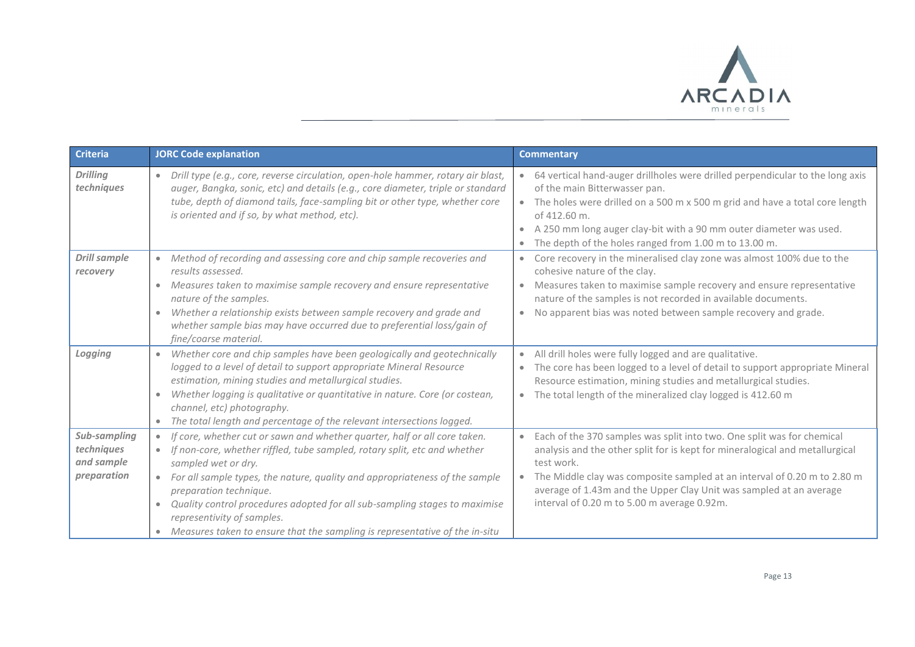| Criteria | JORC Code explanation | Commentary |
|---|---|---|
| ***Drilling techniques*** | • *Drill type (e.g., core, reverse circulation, open-hole hammer, rotary air blast, auger, Bangka, sonic, etc) and details (e.g., core diameter, triple or standard tube, depth of diamond tails, face-sampling bit or other type, whether core is oriented and if so, by what method, etc).* | • 64 vertical hand-auger drillholes were drilled perpendicular to the long axis of the main Bitterwasser pan.<br>• The holes were drilled on a 500 m x 500 m grid and have a total core length of 412.60 m.<br>• A 250 mm long auger clay-bit with a 90 mm outer diameter was used.<br>• The depth of the holes ranged from 1.00 m to 13.00 m. |
| ***Drill sample recovery*** | • *Method of recording and assessing core and chip sample recoveries and results assessed.*<br>• *Measures taken to maximise sample recovery and ensure representative nature of the samples.*<br>• *Whether a relationship exists between sample recovery and grade and whether sample bias may have occurred due to preferential loss/gain of fine/coarse material.* | • Core recovery in the mineralised clay zone was almost 100% due to the cohesive nature of the clay.<br>• Measures taken to maximise sample recovery and ensure representative nature of the samples is not recorded in available documents.<br>• No apparent bias was noted between sample recovery and grade. |
| ***Logging*** | • *Whether core and chip samples have been geologically and geotechnically logged to a level of detail to support appropriate Mineral Resource estimation, mining studies and metallurgical studies.*<br>• *Whether logging is qualitative or quantitative in nature. Core (or costean, channel, etc) photography.*<br>• *The total length and percentage of the relevant intersections logged.* | • All drill holes were fully logged and are qualitative.<br>• The core has been logged to a level of detail to support appropriate Mineral Resource estimation, mining studies and metallurgical studies.<br>• The total length of the mineralized clay logged is 412.60 m |
| ***Sub-sampling techniques and sample preparation*** | • *If core, whether cut or sawn and whether quarter, half or all core taken.*<br>• *If non-core, whether riffled, tube sampled, rotary split, etc and whether sampled wet or dry.*<br>• *For all sample types, the nature, quality and appropriateness of the sample preparation technique.*<br>• *Quality control procedures adopted for all sub-sampling stages to maximise representivity of samples.*<br>• *Measures taken to ensure that the sampling is representative of the in-situ* | • Each of the 370 samples was split into two. One split was for chemical analysis and the other split for is kept for mineralogical and metallurgical test work.<br>• The Middle clay was composite sampled at an interval of 0.20 m to 2.80 m average of 1.43m and the Upper Clay Unit was sampled at an average interval of 0.20 m to 5.00 m average 0.92m. |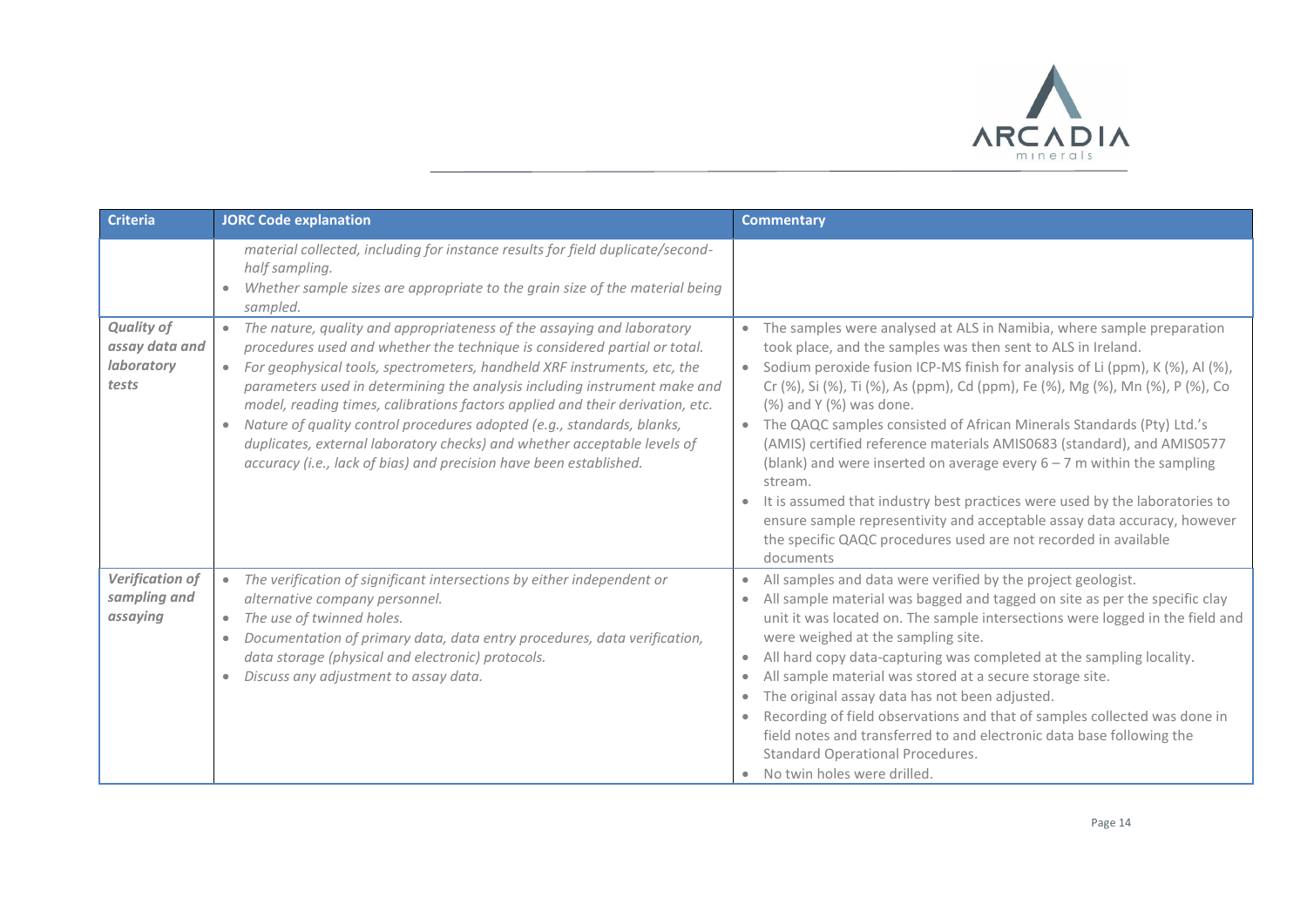| Criteria | JORC Code explanation | Commentary |
|---|---|---|
| | *material collected, including for instance results for field duplicate/second-half sampling.*<br>• *Whether sample sizes are appropriate to the grain size of the material being sampled.* | |
| ***Quality of assay data and laboratory tests*** | • *The nature, quality and appropriateness of the assaying and laboratory procedures used and whether the technique is considered partial or total.*<br>• *For geophysical tools, spectrometers, handheld XRF instruments, etc, the parameters used in determining the analysis including instrument make and model, reading times, calibrations factors applied and their derivation, etc.*<br>• *Nature of quality control procedures adopted (e.g., standards, blanks, duplicates, external laboratory checks) and whether acceptable levels of accuracy (i.e., lack of bias) and precision have been established.* | • The samples were analysed at ALS in Namibia, where sample preparation took place, and the samples was then sent to ALS in Ireland.<br>• Sodium peroxide fusion ICP-MS finish for analysis of Li (ppm), K (%), Al (%), Cr (%), Si (%), Ti (%), As (ppm), Cd (ppm), Fe (%), Mg (%), Mn (%), P (%), Co (%) and Y (%) was done.<br>• The QAQC samples consisted of African Minerals Standards (Pty) Ltd.'s (AMIS) certified reference materials AMIS0683 (standard), and AMIS0577 (blank) and were inserted on average every 6 – 7 m within the sampling stream.<br>• It is assumed that industry best practices were used by the laboratories to ensure sample representivity and acceptable assay data accuracy, however the specific QAQC procedures used are not recorded in available documents |
| ***Verification of sampling and assaying*** | • *The verification of significant intersections by either independent or alternative company personnel.*<br>• *The use of twinned holes.*<br>• *Documentation of primary data, data entry procedures, data verification, data storage (physical and electronic) protocols.*<br>• *Discuss any adjustment to assay data.* | • All samples and data were verified by the project geologist.<br>• All sample material was bagged and tagged on site as per the specific clay unit it was located on. The sample intersections were logged in the field and were weighed at the sampling site.<br>• All hard copy data-capturing was completed at the sampling locality.<br>• All sample material was stored at a secure storage site.<br>• The original assay data has not been adjusted.<br>• Recording of field observations and that of samples collected was done in field notes and transferred to and electronic data base following the Standard Operational Procedures.<br>• No twin holes were drilled. |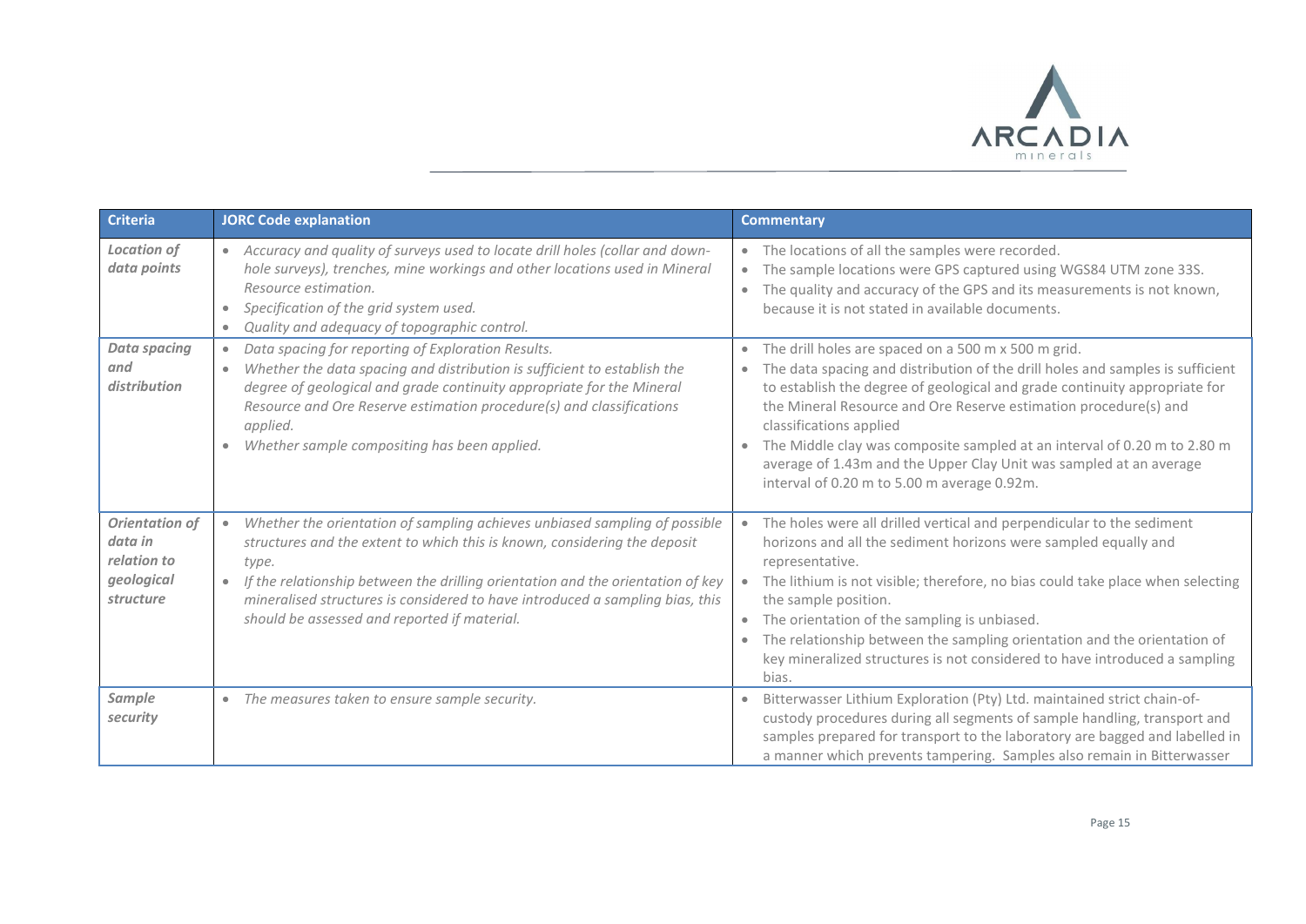| Criteria | JORC Code explanation | Commentary |
|---|---|---|
| ***Location of data points*** | • *Accuracy and quality of surveys used to locate drill holes (collar and down-hole surveys), trenches, mine workings and other locations used in Mineral Resource estimation.*<br>• *Specification of the grid system used.*<br>• *Quality and adequacy of topographic control.* | • The locations of all the samples were recorded.<br>• The sample locations were GPS captured using WGS84 UTM zone 33S.<br>• The quality and accuracy of the GPS and its measurements is not known, because it is not stated in available documents. |
| ***Data spacing and distribution*** | • *Data spacing for reporting of Exploration Results.*<br>• *Whether the data spacing and distribution is sufficient to establish the degree of geological and grade continuity appropriate for the Mineral Resource and Ore Reserve estimation procedure(s) and classifications applied.*<br>• *Whether sample compositing has been applied.* | • The drill holes are spaced on a 500 m x 500 m grid.<br>• The data spacing and distribution of the drill holes and samples is sufficient to establish the degree of geological and grade continuity appropriate for the Mineral Resource and Ore Reserve estimation procedure(s) and classifications applied<br>• The Middle clay was composite sampled at an interval of 0.20 m to 2.80 m average of 1.43m and the Upper Clay Unit was sampled at an average interval of 0.20 m to 5.00 m average 0.92m. |
| ***Orientation of data in relation to geological structure*** | • *Whether the orientation of sampling achieves unbiased sampling of possible structures and the extent to which this is known, considering the deposit type.*<br>• *If the relationship between the drilling orientation and the orientation of key mineralised structures is considered to have introduced a sampling bias, this should be assessed and reported if material.* | • The holes were all drilled vertical and perpendicular to the sediment horizons and all the sediment horizons were sampled equally and representative.<br>• The lithium is not visible; therefore, no bias could take place when selecting the sample position.<br>• The orientation of the sampling is unbiased.<br>• The relationship between the sampling orientation and the orientation of key mineralized structures is not considered to have introduced a sampling bias. |
| ***Sample security*** | • *The measures taken to ensure sample security.* | • Bitterwasser Lithium Exploration (Pty) Ltd. maintained strict chain-of-custody procedures during all segments of sample handling, transport and samples prepared for transport to the laboratory are bagged and labelled in a manner which prevents tampering. Samples also remain in Bitterwasser |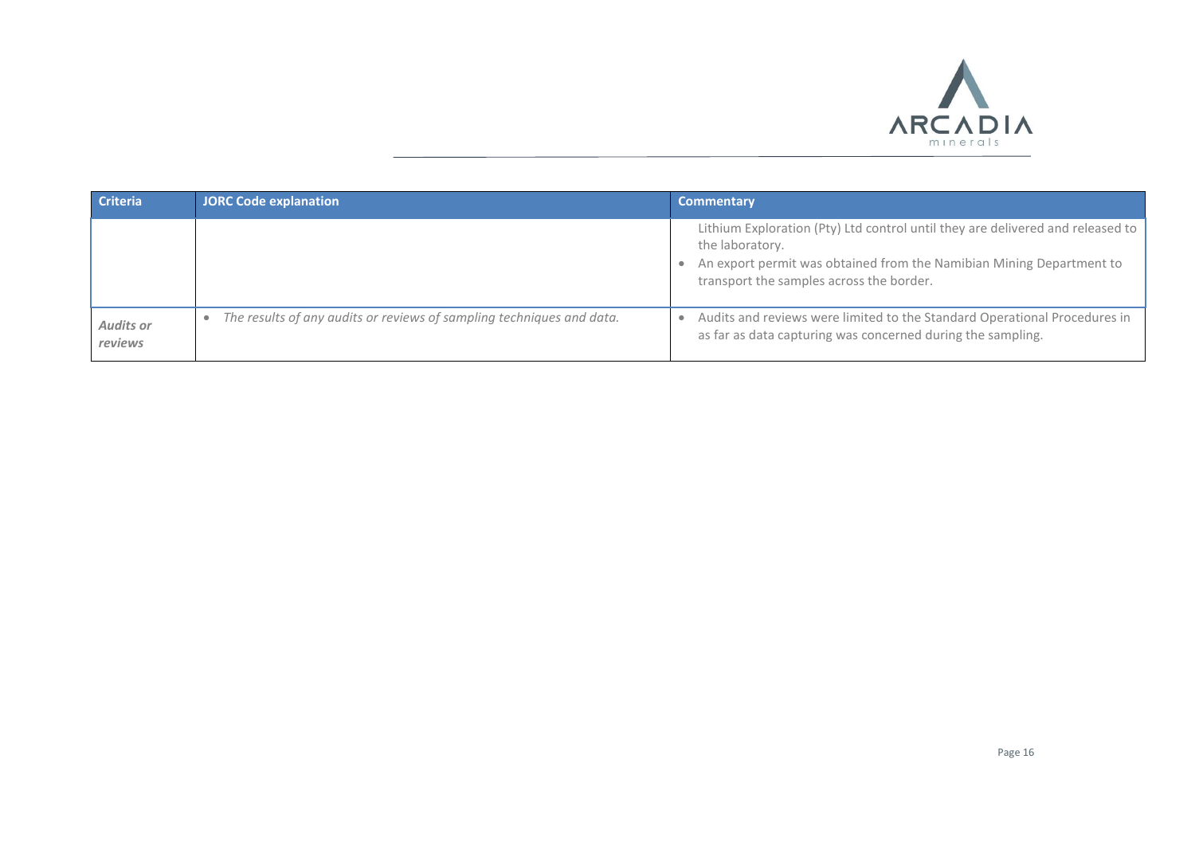| Criteria | JORC Code explanation | Commentary |
|---|---|---|
| | | Lithium Exploration (Pty) Ltd control until they are delivered and released to the laboratory.<br>• An export permit was obtained from the Namibian Mining Department to transport the samples across the border. |
| *Audits or reviews* | • *The results of any audits or reviews of sampling techniques and data.* | • Audits and reviews were limited to the Standard Operational Procedures in as far as data capturing was concerned during the sampling. |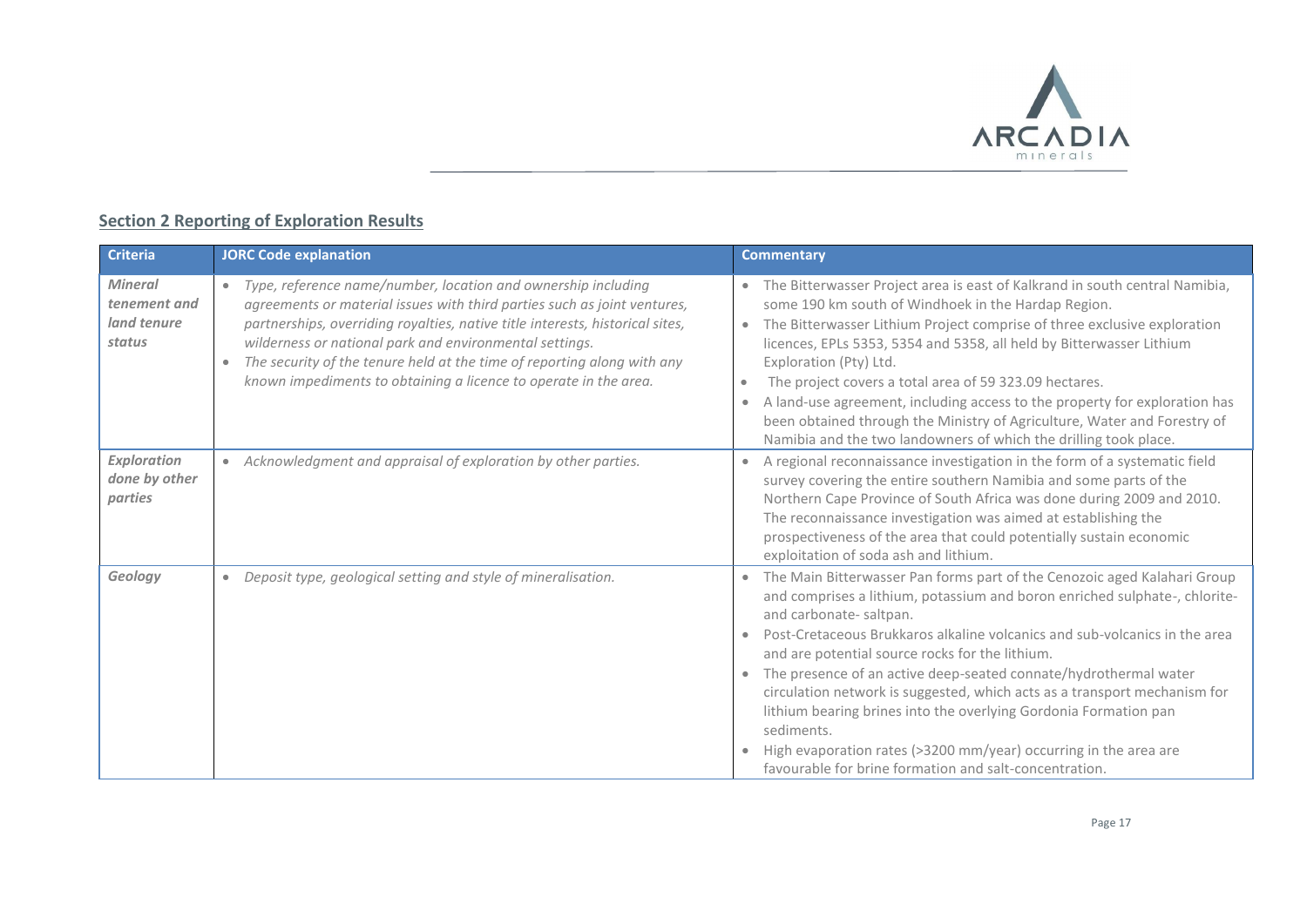## Section 2 Reporting of Exploration Results

| Criteria | JORC Code explanation | Commentary |
|---|---|---|
| ***Mineral tenement and land tenure status*** | • *Type, reference name/number, location and ownership including agreements or material issues with third parties such as joint ventures, partnerships, overriding royalties, native title interests, historical sites, wilderness or national park and environmental settings.*<br>• *The security of the tenure held at the time of reporting along with any known impediments to obtaining a licence to operate in the area.* | • The Bitterwasser Project area is east of Kalkrand in south central Namibia, some 190 km south of Windhoek in the Hardap Region.<br>• The Bitterwasser Lithium Project comprise of three exclusive exploration licences, EPLs 5353, 5354 and 5358, all held by Bitterwasser Lithium Exploration (Pty) Ltd.<br>• The project covers a total area of 59 323.09 hectares.<br>• A land-use agreement, including access to the property for exploration has been obtained through the Ministry of Agriculture, Water and Forestry of Namibia and the two landowners of which the drilling took place. |
| ***Exploration done by other parties*** | • *Acknowledgment and appraisal of exploration by other parties.* | • A regional reconnaissance investigation in the form of a systematic field survey covering the entire southern Namibia and some parts of the Northern Cape Province of South Africa was done during 2009 and 2010. The reconnaissance investigation was aimed at establishing the prospectiveness of the area that could potentially sustain economic exploitation of soda ash and lithium. |
| ***Geology*** | • *Deposit type, geological setting and style of mineralisation.* | • The Main Bitterwasser Pan forms part of the Cenozoic aged Kalahari Group and comprises a lithium, potassium and boron enriched sulphate-, chlorite- and carbonate- saltpan.<br>• Post-Cretaceous Brukkaros alkaline volcanics and sub-volcanics in the area and are potential source rocks for the lithium.<br>• The presence of an active deep-seated connate/hydrothermal water circulation network is suggested, which acts as a transport mechanism for lithium bearing brines into the overlying Gordonia Formation pan sediments.<br>• High evaporation rates (>3200 mm/year) occurring in the area are favourable for brine formation and salt-concentration. |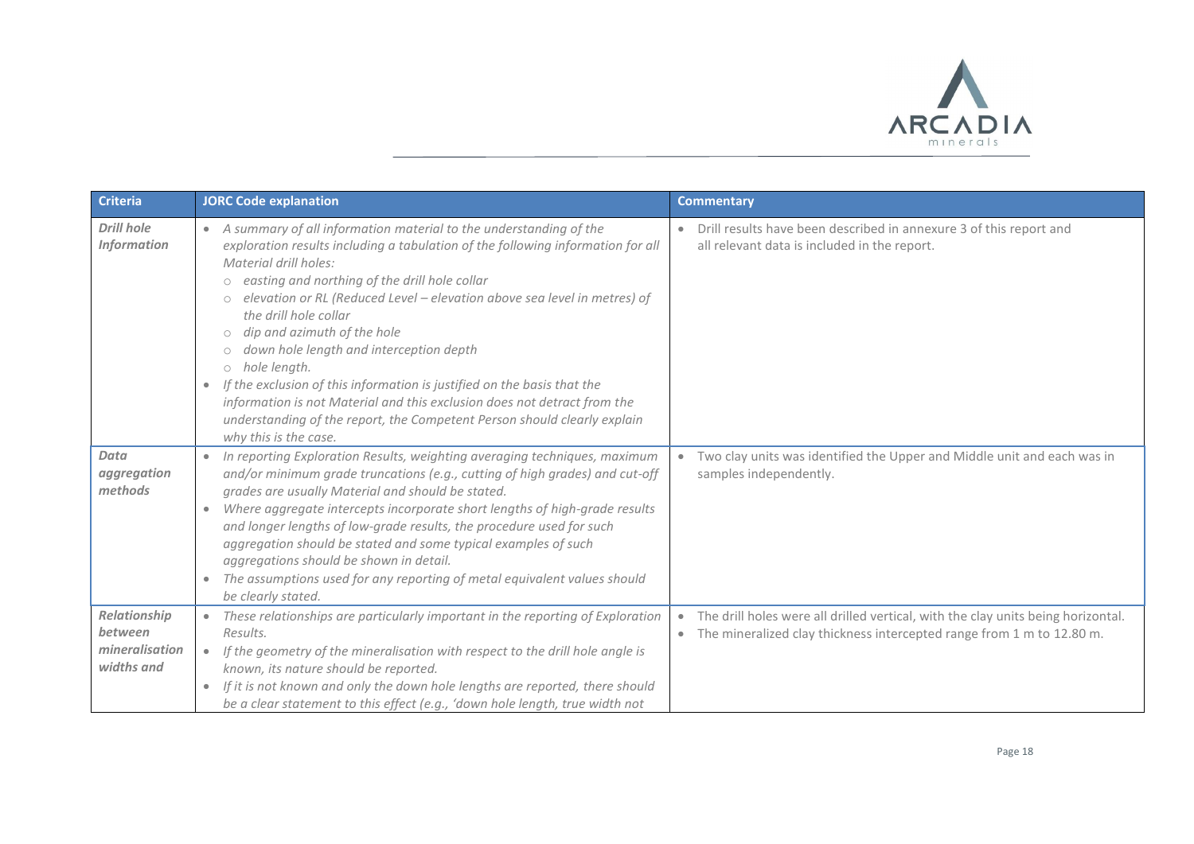| Criteria | JORC Code explanation | Commentary |
|---|---|---|
| ***Drill hole Information*** | • *A summary of all information material to the understanding of the exploration results including a tabulation of the following information for all Material drill holes:*<br>  ○ *easting and northing of the drill hole collar*<br>  ○ *elevation or RL (Reduced Level – elevation above sea level in metres) of the drill hole collar*<br>  ○ *dip and azimuth of the hole*<br>  ○ *down hole length and interception depth*<br>  ○ *hole length.*<br>• *If the exclusion of this information is justified on the basis that the information is not Material and this exclusion does not detract from the understanding of the report, the Competent Person should clearly explain why this is the case.* | • Drill results have been described in annexure 3 of this report and all relevant data is included in the report. |
| ***Data aggregation methods*** | • *In reporting Exploration Results, weighting averaging techniques, maximum and/or minimum grade truncations (e.g., cutting of high grades) and cut-off grades are usually Material and should be stated.*<br>• *Where aggregate intercepts incorporate short lengths of high-grade results and longer lengths of low-grade results, the procedure used for such aggregation should be stated and some typical examples of such aggregations should be shown in detail.*<br>• *The assumptions used for any reporting of metal equivalent values should be clearly stated.* | • Two clay units was identified the Upper and Middle unit and each was in samples independently. |
| ***Relationship between mineralisation widths and*** | • *These relationships are particularly important in the reporting of Exploration Results.*<br>• *If the geometry of the mineralisation with respect to the drill hole angle is known, its nature should be reported.*<br>• *If it is not known and only the down hole lengths are reported, there should be a clear statement to this effect (e.g., 'down hole length, true width not* | • The drill holes were all drilled vertical, with the clay units being horizontal.<br>• The mineralized clay thickness intercepted range from 1 m to 12.80 m. |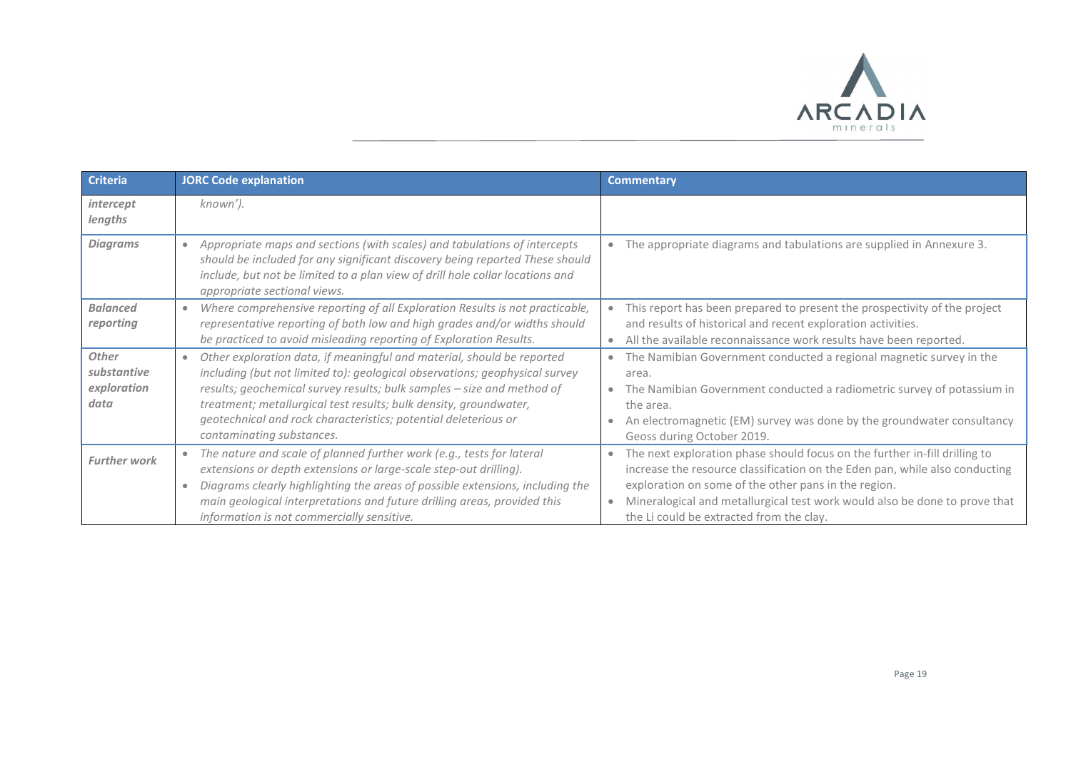| Criteria | JORC Code explanation | Commentary |
|---|---|---|
| *intercept lengths* | *known').* | |
| *Diagrams* | • *Appropriate maps and sections (with scales) and tabulations of intercepts should be included for any significant discovery being reported These should include, but not be limited to a plan view of drill hole collar locations and appropriate sectional views.* | • The appropriate diagrams and tabulations are supplied in Annexure 3. |
| *Balanced reporting* | • *Where comprehensive reporting of all Exploration Results is not practicable, representative reporting of both low and high grades and/or widths should be practiced to avoid misleading reporting of Exploration Results.* | • This report has been prepared to present the prospectivity of the project and results of historical and recent exploration activities. • All the available reconnaissance work results have been reported. |
| *Other substantive exploration data* | • *Other exploration data, if meaningful and material, should be reported including (but not limited to): geological observations; geophysical survey results; geochemical survey results; bulk samples – size and method of treatment; metallurgical test results; bulk density, groundwater, geotechnical and rock characteristics; potential deleterious or contaminating substances.* | • The Namibian Government conducted a regional magnetic survey in the area. • The Namibian Government conducted a radiometric survey of potassium in the area. • An electromagnetic (EM) survey was done by the groundwater consultancy Geoss during October 2019. |
| *Further work* | • *The nature and scale of planned further work (e.g., tests for lateral extensions or depth extensions or large-scale step-out drilling).* • *Diagrams clearly highlighting the areas of possible extensions, including the main geological interpretations and future drilling areas, provided this information is not commercially sensitive.* | • The next exploration phase should focus on the further in-fill drilling to increase the resource classification on the Eden pan, while also conducting exploration on some of the other pans in the region. • Mineralogical and metallurgical test work would also be done to prove that the Li could be extracted from the clay. |